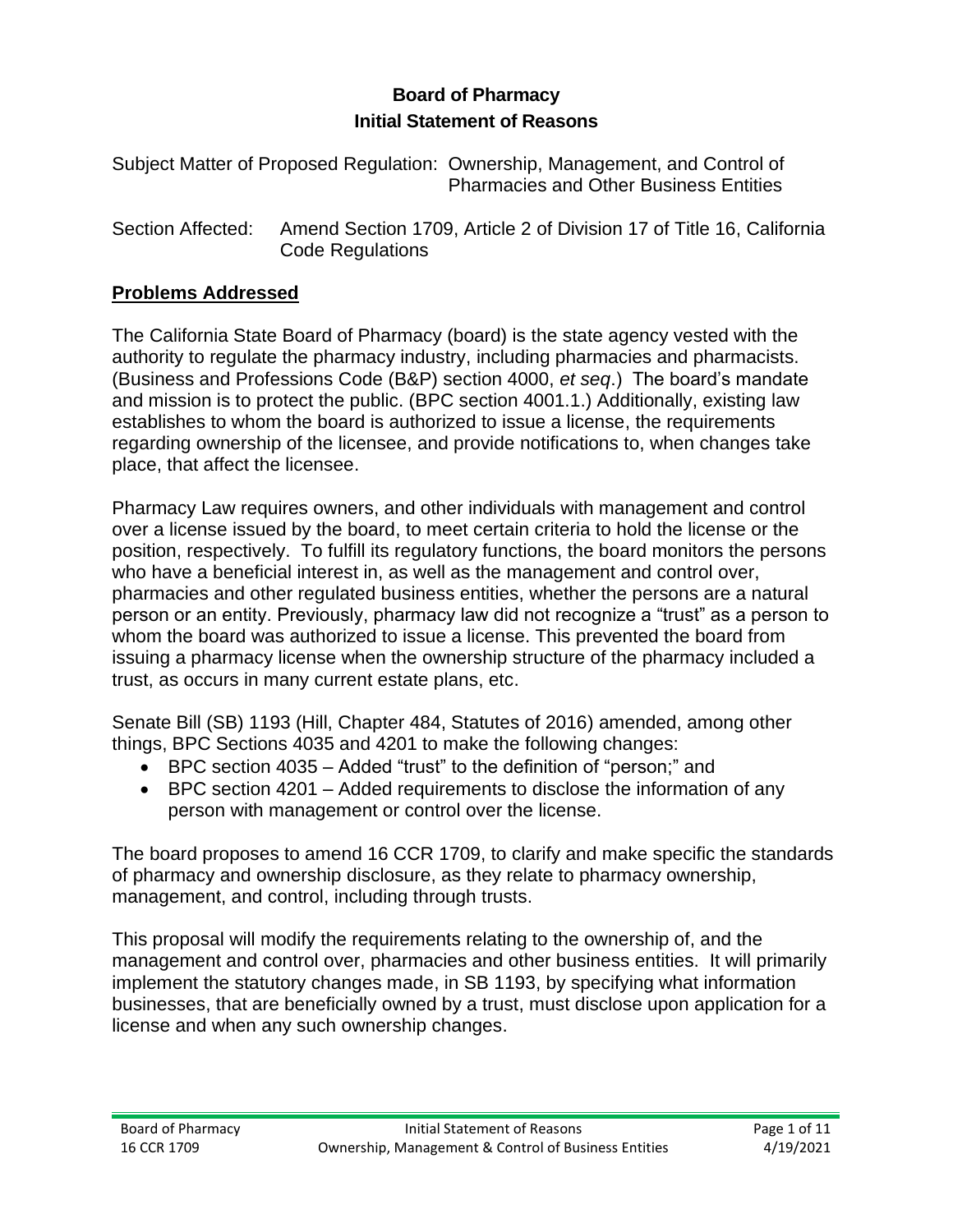**Board of Pharmacy**
**Initial Statement of Reasons**

Subject Matter of Proposed Regulation: Ownership, Management, and Control of Pharmacies and Other Business Entities

Section Affected: Amend Section 1709, Article 2 of Division 17 of Title 16, California Code Regulations

## Problems Addressed

The California State Board of Pharmacy (board) is the state agency vested with the authority to regulate the pharmacy industry, including pharmacies and pharmacists. (Business and Professions Code (B&P) section 4000, *et seq*.) The board's mandate and mission is to protect the public. (BPC section 4001.1.) Additionally, existing law establishes to whom the board is authorized to issue a license, the requirements regarding ownership of the licensee, and provide notifications to, when changes take place, that affect the licensee.

Pharmacy Law requires owners, and other individuals with management and control over a license issued by the board, to meet certain criteria to hold the license or the position, respectively. To fulfill its regulatory functions, the board monitors the persons who have a beneficial interest in, as well as the management and control over, pharmacies and other regulated business entities, whether the persons are a natural person or an entity. Previously, pharmacy law did not recognize a "trust" as a person to whom the board was authorized to issue a license. This prevented the board from issuing a pharmacy license when the ownership structure of the pharmacy included a trust, as occurs in many current estate plans, etc.

Senate Bill (SB) 1193 (Hill, Chapter 484, Statutes of 2016) amended, among other things, BPC Sections 4035 and 4201 to make the following changes:

- BPC section 4035 – Added "trust" to the definition of "person;" and
- BPC section 4201 – Added requirements to disclose the information of any person with management or control over the license.

The board proposes to amend 16 CCR 1709, to clarify and make specific the standards of pharmacy and ownership disclosure, as they relate to pharmacy ownership, management, and control, including through trusts.

This proposal will modify the requirements relating to the ownership of, and the management and control over, pharmacies and other business entities. It will primarily implement the statutory changes made, in SB 1193, by specifying what information businesses, that are beneficially owned by a trust, must disclose upon application for a license and when any such ownership changes.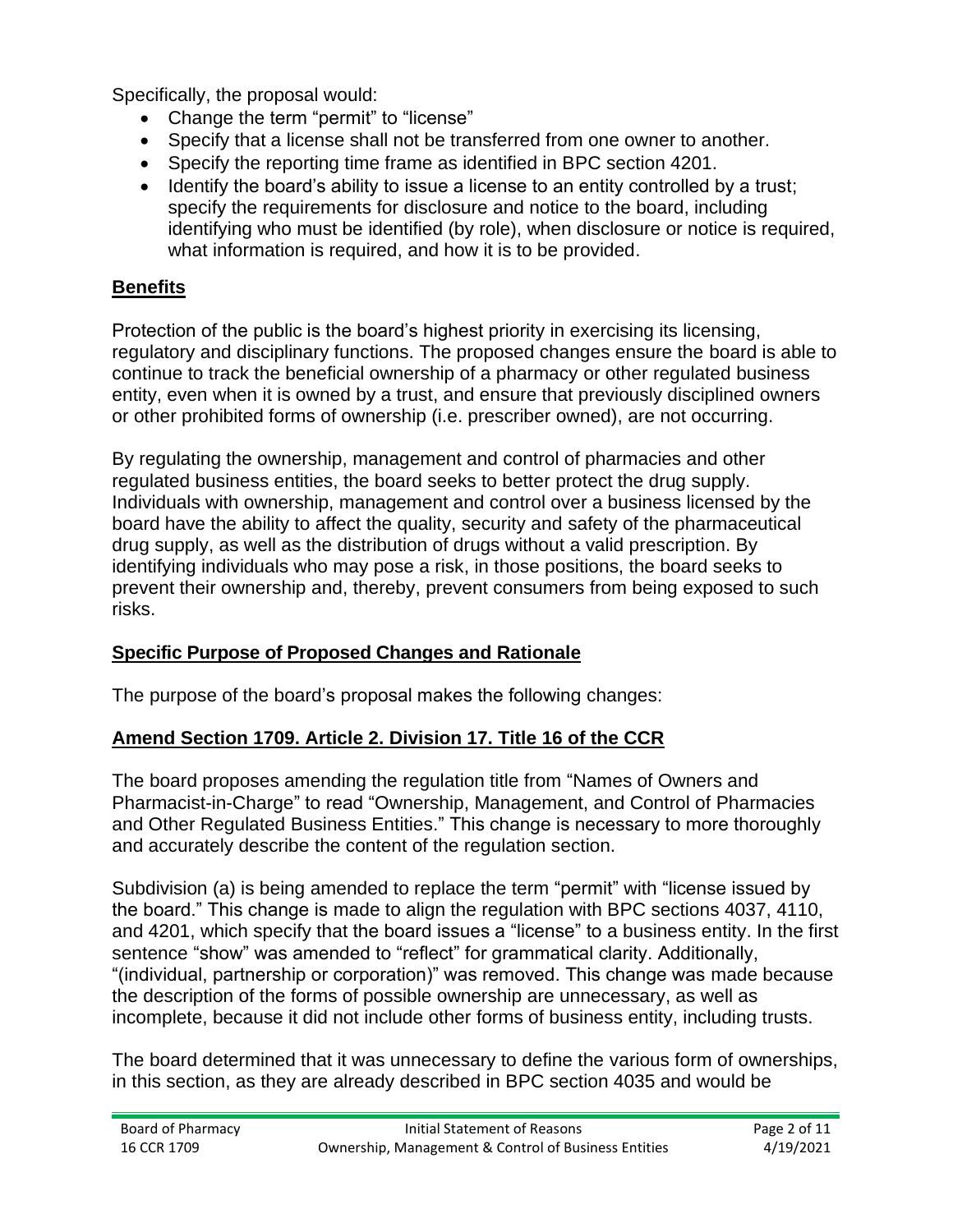Specifically, the proposal would:

- Change the term "permit" to "license"
- Specify that a license shall not be transferred from one owner to another.
- Specify the reporting time frame as identified in BPC section 4201.
- Identify the board's ability to issue a license to an entity controlled by a trust; specify the requirements for disclosure and notice to the board, including identifying who must be identified (by role), when disclosure or notice is required, what information is required, and how it is to be provided.

## **Benefits**

Protection of the public is the board's highest priority in exercising its licensing, regulatory and disciplinary functions. The proposed changes ensure the board is able to continue to track the beneficial ownership of a pharmacy or other regulated business entity, even when it is owned by a trust, and ensure that previously disciplined owners or other prohibited forms of ownership (i.e. prescriber owned), are not occurring.

By regulating the ownership, management and control of pharmacies and other regulated business entities, the board seeks to better protect the drug supply. Individuals with ownership, management and control over a business licensed by the board have the ability to affect the quality, security and safety of the pharmaceutical drug supply, as well as the distribution of drugs without a valid prescription. By identifying individuals who may pose a risk, in those positions, the board seeks to prevent their ownership and, thereby, prevent consumers from being exposed to such risks.

## **Specific Purpose of Proposed Changes and Rationale**

The purpose of the board's proposal makes the following changes:

## **Amend Section 1709. Article 2. Division 17. Title 16 of the CCR**

The board proposes amending the regulation title from "Names of Owners and Pharmacist-in-Charge" to read "Ownership, Management, and Control of Pharmacies and Other Regulated Business Entities." This change is necessary to more thoroughly and accurately describe the content of the regulation section.

Subdivision (a) is being amended to replace the term "permit" with "license issued by the board." This change is made to align the regulation with BPC sections 4037, 4110, and 4201, which specify that the board issues a "license" to a business entity. In the first sentence "show" was amended to "reflect" for grammatical clarity. Additionally, "(individual, partnership or corporation)" was removed. This change was made because the description of the forms of possible ownership are unnecessary, as well as incomplete, because it did not include other forms of business entity, including trusts.

The board determined that it was unnecessary to define the various form of ownerships, in this section, as they are already described in BPC section 4035 and would be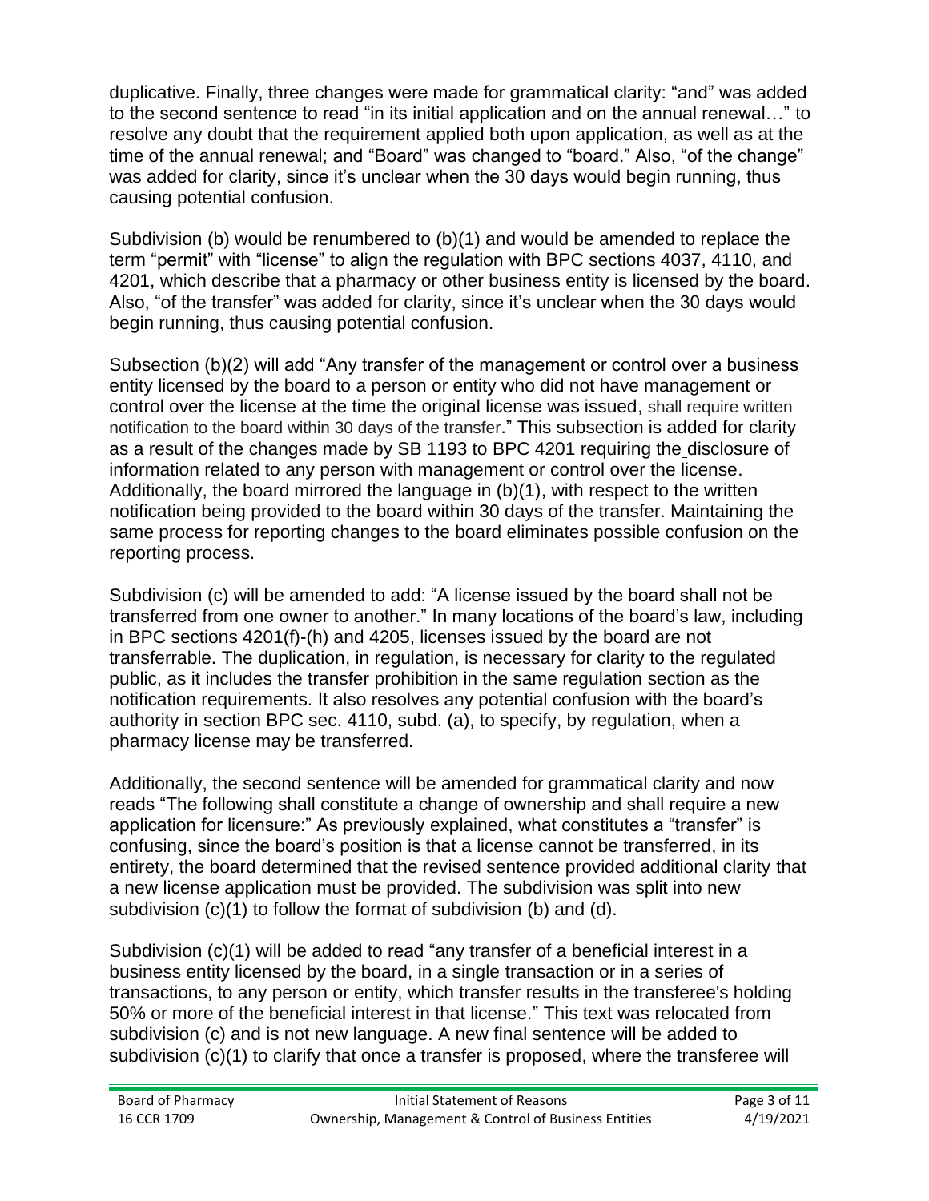duplicative. Finally, three changes were made for grammatical clarity: "and" was added to the second sentence to read "in its initial application and on the annual renewal…" to resolve any doubt that the requirement applied both upon application, as well as at the time of the annual renewal; and "Board" was changed to "board." Also, "of the change" was added for clarity, since it's unclear when the 30 days would begin running, thus causing potential confusion.

Subdivision (b) would be renumbered to (b)(1) and would be amended to replace the term "permit" with "license" to align the regulation with BPC sections 4037, 4110, and 4201, which describe that a pharmacy or other business entity is licensed by the board. Also, "of the transfer" was added for clarity, since it's unclear when the 30 days would begin running, thus causing potential confusion.

Subsection (b)(2) will add "Any transfer of the management or control over a business entity licensed by the board to a person or entity who did not have management or control over the license at the time the original license was issued, shall require written notification to the board within 30 days of the transfer." This subsection is added for clarity as a result of the changes made by SB 1193 to BPC 4201 requiring the disclosure of information related to any person with management or control over the license. Additionally, the board mirrored the language in (b)(1), with respect to the written notification being provided to the board within 30 days of the transfer. Maintaining the same process for reporting changes to the board eliminates possible confusion on the reporting process.

Subdivision (c) will be amended to add: "A license issued by the board shall not be transferred from one owner to another." In many locations of the board's law, including in BPC sections 4201(f)-(h) and 4205, licenses issued by the board are not transferrable. The duplication, in regulation, is necessary for clarity to the regulated public, as it includes the transfer prohibition in the same regulation section as the notification requirements. It also resolves any potential confusion with the board's authority in section BPC sec. 4110, subd. (a), to specify, by regulation, when a pharmacy license may be transferred.

Additionally, the second sentence will be amended for grammatical clarity and now reads "The following shall constitute a change of ownership and shall require a new application for licensure:" As previously explained, what constitutes a "transfer" is confusing, since the board's position is that a license cannot be transferred, in its entirety, the board determined that the revised sentence provided additional clarity that a new license application must be provided. The subdivision was split into new subdivision (c)(1) to follow the format of subdivision (b) and (d).

Subdivision (c)(1) will be added to read "any transfer of a beneficial interest in a business entity licensed by the board, in a single transaction or in a series of transactions, to any person or entity, which transfer results in the transferee's holding 50% or more of the beneficial interest in that license." This text was relocated from subdivision (c) and is not new language. A new final sentence will be added to subdivision (c)(1) to clarify that once a transfer is proposed, where the transferee will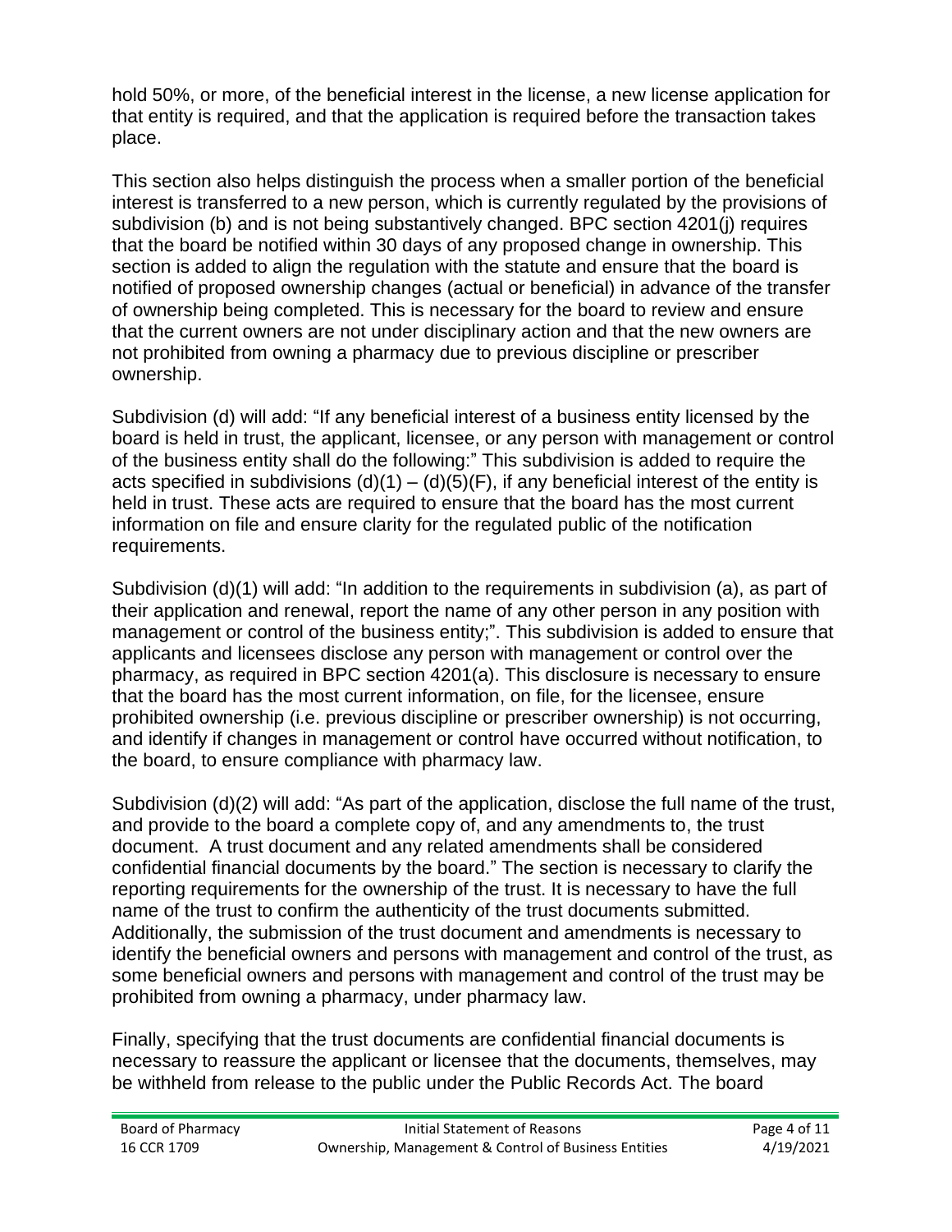hold 50%, or more, of the beneficial interest in the license, a new license application for that entity is required, and that the application is required before the transaction takes place.

This section also helps distinguish the process when a smaller portion of the beneficial interest is transferred to a new person, which is currently regulated by the provisions of subdivision (b) and is not being substantively changed. BPC section 4201(j) requires that the board be notified within 30 days of any proposed change in ownership. This section is added to align the regulation with the statute and ensure that the board is notified of proposed ownership changes (actual or beneficial) in advance of the transfer of ownership being completed. This is necessary for the board to review and ensure that the current owners are not under disciplinary action and that the new owners are not prohibited from owning a pharmacy due to previous discipline or prescriber ownership.

Subdivision (d) will add: "If any beneficial interest of a business entity licensed by the board is held in trust, the applicant, licensee, or any person with management or control of the business entity shall do the following:" This subdivision is added to require the acts specified in subdivisions (d)(1) – (d)(5)(F), if any beneficial interest of the entity is held in trust. These acts are required to ensure that the board has the most current information on file and ensure clarity for the regulated public of the notification requirements.

Subdivision (d)(1) will add: "In addition to the requirements in subdivision (a), as part of their application and renewal, report the name of any other person in any position with management or control of the business entity;". This subdivision is added to ensure that applicants and licensees disclose any person with management or control over the pharmacy, as required in BPC section 4201(a). This disclosure is necessary to ensure that the board has the most current information, on file, for the licensee, ensure prohibited ownership (i.e. previous discipline or prescriber ownership) is not occurring, and identify if changes in management or control have occurred without notification, to the board, to ensure compliance with pharmacy law.

Subdivision (d)(2) will add: "As part of the application, disclose the full name of the trust, and provide to the board a complete copy of, and any amendments to, the trust document. A trust document and any related amendments shall be considered confidential financial documents by the board." The section is necessary to clarify the reporting requirements for the ownership of the trust. It is necessary to have the full name of the trust to confirm the authenticity of the trust documents submitted. Additionally, the submission of the trust document and amendments is necessary to identify the beneficial owners and persons with management and control of the trust, as some beneficial owners and persons with management and control of the trust may be prohibited from owning a pharmacy, under pharmacy law.

Finally, specifying that the trust documents are confidential financial documents is necessary to reassure the applicant or licensee that the documents, themselves, may be withheld from release to the public under the Public Records Act. The board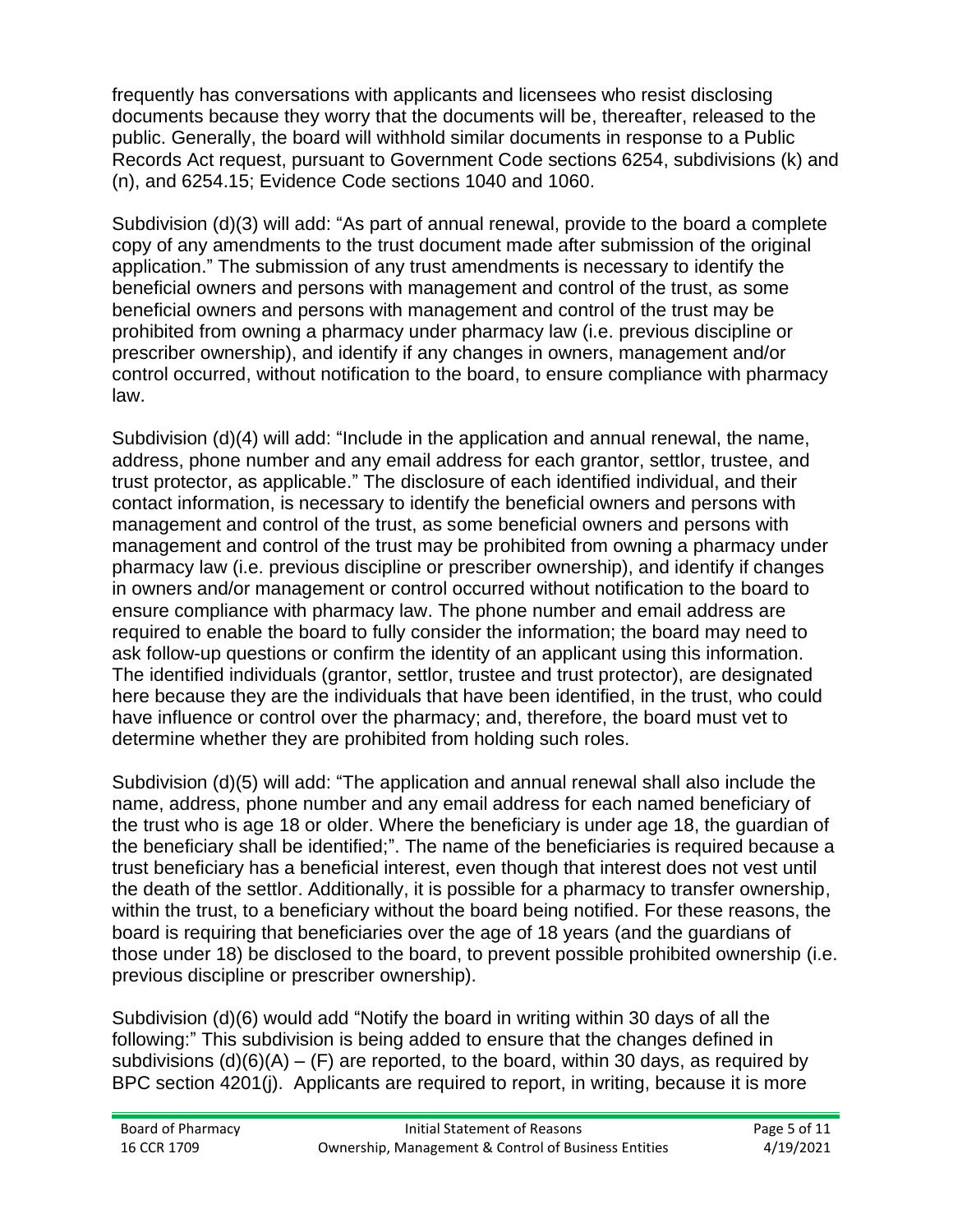frequently has conversations with applicants and licensees who resist disclosing documents because they worry that the documents will be, thereafter, released to the public. Generally, the board will withhold similar documents in response to a Public Records Act request, pursuant to Government Code sections 6254, subdivisions (k) and (n), and 6254.15; Evidence Code sections 1040 and 1060.

Subdivision (d)(3) will add: "As part of annual renewal, provide to the board a complete copy of any amendments to the trust document made after submission of the original application." The submission of any trust amendments is necessary to identify the beneficial owners and persons with management and control of the trust, as some beneficial owners and persons with management and control of the trust may be prohibited from owning a pharmacy under pharmacy law (i.e. previous discipline or prescriber ownership), and identify if any changes in owners, management and/or control occurred, without notification to the board, to ensure compliance with pharmacy law.

Subdivision (d)(4) will add: "Include in the application and annual renewal, the name, address, phone number and any email address for each grantor, settlor, trustee, and trust protector, as applicable." The disclosure of each identified individual, and their contact information, is necessary to identify the beneficial owners and persons with management and control of the trust, as some beneficial owners and persons with management and control of the trust may be prohibited from owning a pharmacy under pharmacy law (i.e. previous discipline or prescriber ownership), and identify if changes in owners and/or management or control occurred without notification to the board to ensure compliance with pharmacy law. The phone number and email address are required to enable the board to fully consider the information; the board may need to ask follow-up questions or confirm the identity of an applicant using this information. The identified individuals (grantor, settlor, trustee and trust protector), are designated here because they are the individuals that have been identified, in the trust, who could have influence or control over the pharmacy; and, therefore, the board must vet to determine whether they are prohibited from holding such roles.

Subdivision (d)(5) will add: "The application and annual renewal shall also include the name, address, phone number and any email address for each named beneficiary of the trust who is age 18 or older. Where the beneficiary is under age 18, the guardian of the beneficiary shall be identified;". The name of the beneficiaries is required because a trust beneficiary has a beneficial interest, even though that interest does not vest until the death of the settlor. Additionally, it is possible for a pharmacy to transfer ownership, within the trust, to a beneficiary without the board being notified. For these reasons, the board is requiring that beneficiaries over the age of 18 years (and the guardians of those under 18) be disclosed to the board, to prevent possible prohibited ownership (i.e. previous discipline or prescriber ownership).

Subdivision (d)(6) would add "Notify the board in writing within 30 days of all the following:" This subdivision is being added to ensure that the changes defined in subdivisions (d)(6)(A) – (F) are reported, to the board, within 30 days, as required by BPC section 4201(j). Applicants are required to report, in writing, because it is more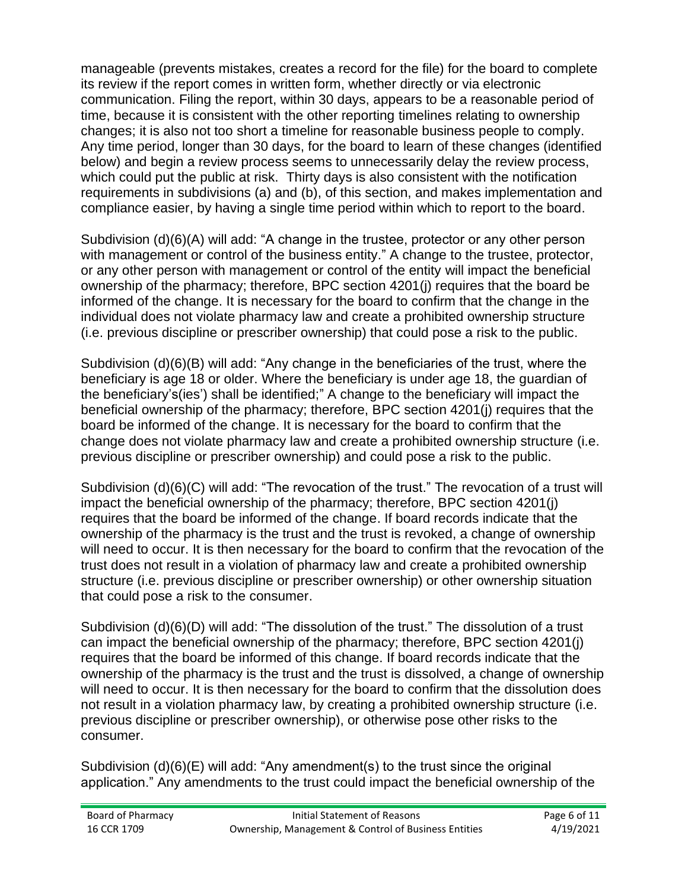manageable (prevents mistakes, creates a record for the file) for the board to complete its review if the report comes in written form, whether directly or via electronic communication. Filing the report, within 30 days, appears to be a reasonable period of time, because it is consistent with the other reporting timelines relating to ownership changes; it is also not too short a timeline for reasonable business people to comply. Any time period, longer than 30 days, for the board to learn of these changes (identified below) and begin a review process seems to unnecessarily delay the review process, which could put the public at risk. Thirty days is also consistent with the notification requirements in subdivisions (a) and (b), of this section, and makes implementation and compliance easier, by having a single time period within which to report to the board.

Subdivision (d)(6)(A) will add: "A change in the trustee, protector or any other person with management or control of the business entity." A change to the trustee, protector, or any other person with management or control of the entity will impact the beneficial ownership of the pharmacy; therefore, BPC section 4201(j) requires that the board be informed of the change. It is necessary for the board to confirm that the change in the individual does not violate pharmacy law and create a prohibited ownership structure (i.e. previous discipline or prescriber ownership) that could pose a risk to the public.

Subdivision (d)(6)(B) will add: "Any change in the beneficiaries of the trust, where the beneficiary is age 18 or older. Where the beneficiary is under age 18, the guardian of the beneficiary's(ies') shall be identified;" A change to the beneficiary will impact the beneficial ownership of the pharmacy; therefore, BPC section 4201(j) requires that the board be informed of the change. It is necessary for the board to confirm that the change does not violate pharmacy law and create a prohibited ownership structure (i.e. previous discipline or prescriber ownership) and could pose a risk to the public.

Subdivision (d)(6)(C) will add: "The revocation of the trust." The revocation of a trust will impact the beneficial ownership of the pharmacy; therefore, BPC section 4201(j) requires that the board be informed of the change. If board records indicate that the ownership of the pharmacy is the trust and the trust is revoked, a change of ownership will need to occur. It is then necessary for the board to confirm that the revocation of the trust does not result in a violation of pharmacy law and create a prohibited ownership structure (i.e. previous discipline or prescriber ownership) or other ownership situation that could pose a risk to the consumer.

Subdivision (d)(6)(D) will add: "The dissolution of the trust." The dissolution of a trust can impact the beneficial ownership of the pharmacy; therefore, BPC section 4201(j) requires that the board be informed of this change. If board records indicate that the ownership of the pharmacy is the trust and the trust is dissolved, a change of ownership will need to occur. It is then necessary for the board to confirm that the dissolution does not result in a violation pharmacy law, by creating a prohibited ownership structure (i.e. previous discipline or prescriber ownership), or otherwise pose other risks to the consumer.

Subdivision (d)(6)(E) will add: "Any amendment(s) to the trust since the original application." Any amendments to the trust could impact the beneficial ownership of the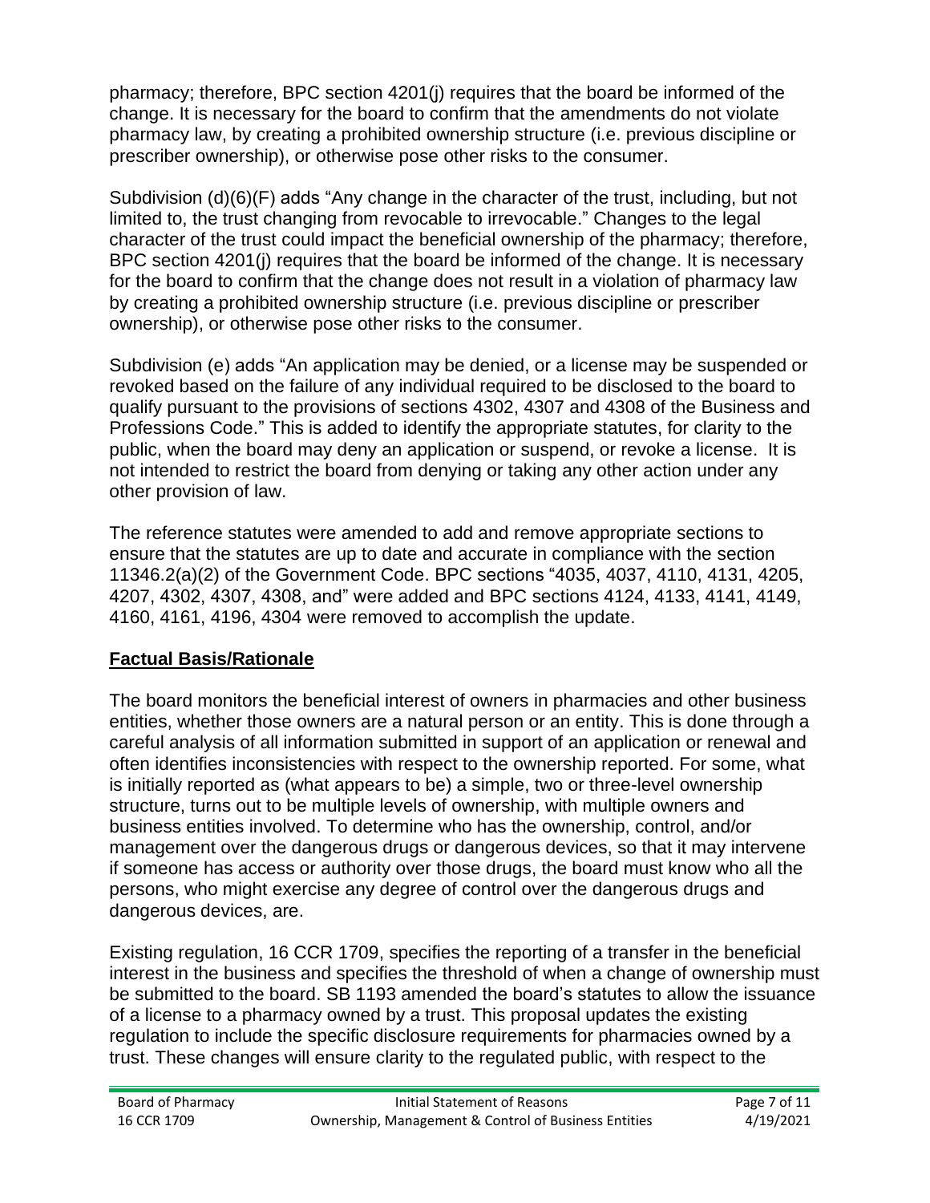pharmacy; therefore, BPC section 4201(j) requires that the board be informed of the change. It is necessary for the board to confirm that the amendments do not violate pharmacy law, by creating a prohibited ownership structure (i.e. previous discipline or prescriber ownership), or otherwise pose other risks to the consumer.

Subdivision (d)(6)(F) adds "Any change in the character of the trust, including, but not limited to, the trust changing from revocable to irrevocable." Changes to the legal character of the trust could impact the beneficial ownership of the pharmacy; therefore, BPC section 4201(j) requires that the board be informed of the change. It is necessary for the board to confirm that the change does not result in a violation of pharmacy law by creating a prohibited ownership structure (i.e. previous discipline or prescriber ownership), or otherwise pose other risks to the consumer.

Subdivision (e) adds "An application may be denied, or a license may be suspended or revoked based on the failure of any individual required to be disclosed to the board to qualify pursuant to the provisions of sections 4302, 4307 and 4308 of the Business and Professions Code." This is added to identify the appropriate statutes, for clarity to the public, when the board may deny an application or suspend, or revoke a license. It is not intended to restrict the board from denying or taking any other action under any other provision of law.

The reference statutes were amended to add and remove appropriate sections to ensure that the statutes are up to date and accurate in compliance with the section 11346.2(a)(2) of the Government Code. BPC sections "4035, 4037, 4110, 4131, 4205, 4207, 4302, 4307, 4308, and" were added and BPC sections 4124, 4133, 4141, 4149, 4160, 4161, 4196, 4304 were removed to accomplish the update.

## Factual Basis/Rationale

The board monitors the beneficial interest of owners in pharmacies and other business entities, whether those owners are a natural person or an entity. This is done through a careful analysis of all information submitted in support of an application or renewal and often identifies inconsistencies with respect to the ownership reported. For some, what is initially reported as (what appears to be) a simple, two or three-level ownership structure, turns out to be multiple levels of ownership, with multiple owners and business entities involved. To determine who has the ownership, control, and/or management over the dangerous drugs or dangerous devices, so that it may intervene if someone has access or authority over those drugs, the board must know who all the persons, who might exercise any degree of control over the dangerous drugs and dangerous devices, are.

Existing regulation, 16 CCR 1709, specifies the reporting of a transfer in the beneficial interest in the business and specifies the threshold of when a change of ownership must be submitted to the board. SB 1193 amended the board's statutes to allow the issuance of a license to a pharmacy owned by a trust. This proposal updates the existing regulation to include the specific disclosure requirements for pharmacies owned by a trust. These changes will ensure clarity to the regulated public, with respect to the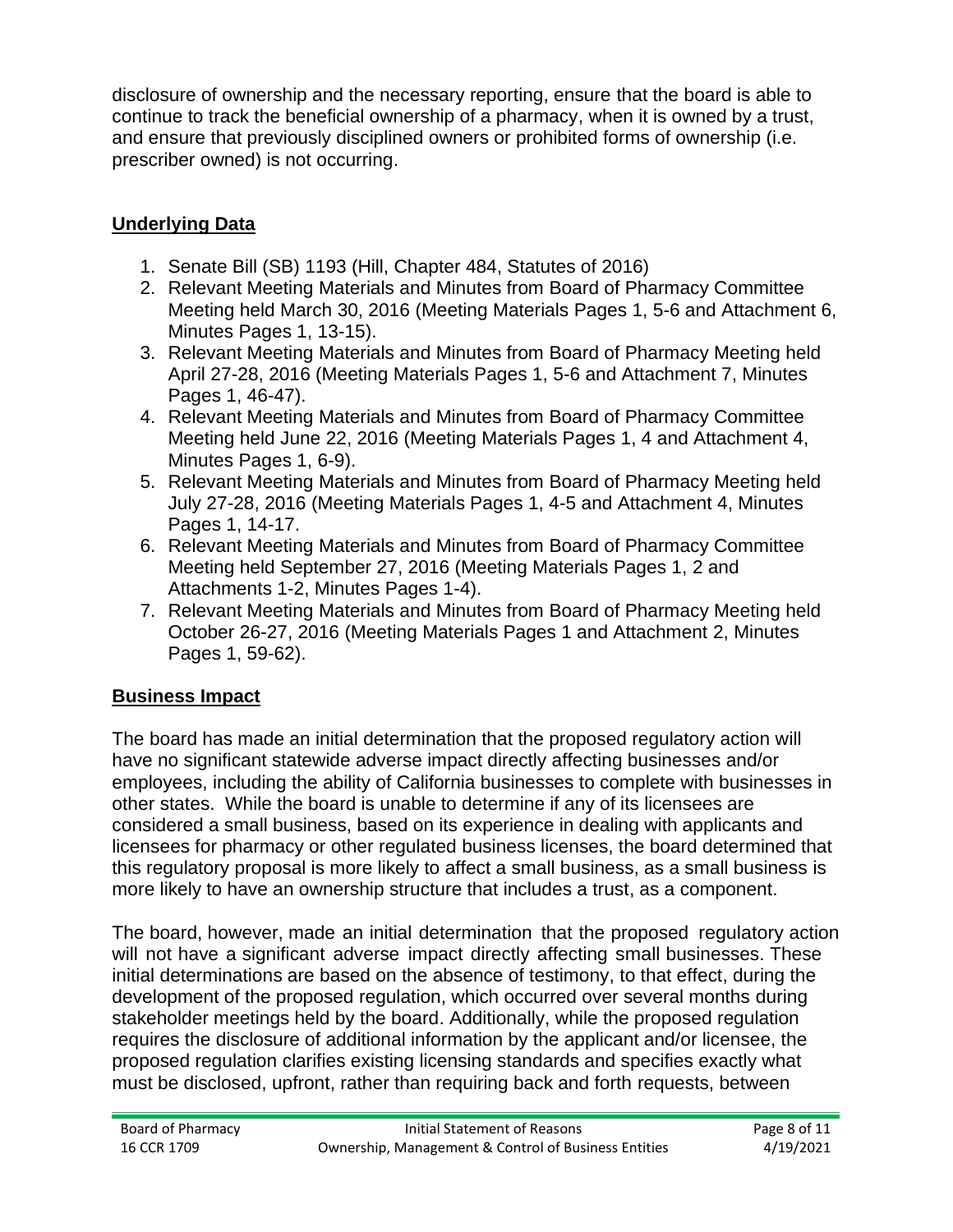disclosure of ownership and the necessary reporting, ensure that the board is able to continue to track the beneficial ownership of a pharmacy, when it is owned by a trust, and ensure that previously disciplined owners or prohibited forms of ownership (i.e. prescriber owned) is not occurring.

## Underlying Data

1. Senate Bill (SB) 1193 (Hill, Chapter 484, Statutes of 2016)
2. Relevant Meeting Materials and Minutes from Board of Pharmacy Committee Meeting held March 30, 2016 (Meeting Materials Pages 1, 5-6 and Attachment 6, Minutes Pages 1, 13-15).
3. Relevant Meeting Materials and Minutes from Board of Pharmacy Meeting held April 27-28, 2016 (Meeting Materials Pages 1, 5-6 and Attachment 7, Minutes Pages 1, 46-47).
4. Relevant Meeting Materials and Minutes from Board of Pharmacy Committee Meeting held June 22, 2016 (Meeting Materials Pages 1, 4 and Attachment 4, Minutes Pages 1, 6-9).
5. Relevant Meeting Materials and Minutes from Board of Pharmacy Meeting held July 27-28, 2016 (Meeting Materials Pages 1, 4-5 and Attachment 4, Minutes Pages 1, 14-17.
6. Relevant Meeting Materials and Minutes from Board of Pharmacy Committee Meeting held September 27, 2016 (Meeting Materials Pages 1, 2 and Attachments 1-2, Minutes Pages 1-4).
7. Relevant Meeting Materials and Minutes from Board of Pharmacy Meeting held October 26-27, 2016 (Meeting Materials Pages 1 and Attachment 2, Minutes Pages 1, 59-62).

## Business Impact

The board has made an initial determination that the proposed regulatory action will have no significant statewide adverse impact directly affecting businesses and/or employees, including the ability of California businesses to complete with businesses in other states. While the board is unable to determine if any of its licensees are considered a small business, based on its experience in dealing with applicants and licensees for pharmacy or other regulated business licenses, the board determined that this regulatory proposal is more likely to affect a small business, as a small business is more likely to have an ownership structure that includes a trust, as a component.

The board, however, made an initial determination that the proposed regulatory action will not have a significant adverse impact directly affecting small businesses. These initial determinations are based on the absence of testimony, to that effect, during the development of the proposed regulation, which occurred over several months during stakeholder meetings held by the board. Additionally, while the proposed regulation requires the disclosure of additional information by the applicant and/or licensee, the proposed regulation clarifies existing licensing standards and specifies exactly what must be disclosed, upfront, rather than requiring back and forth requests, between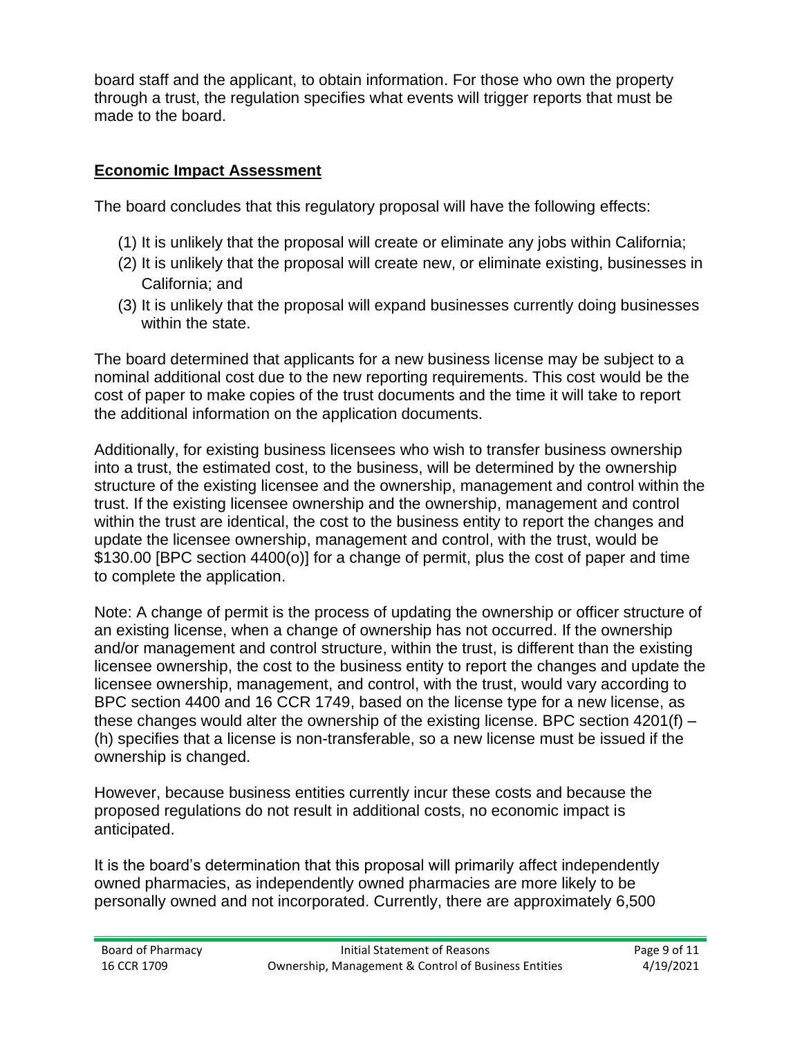board staff and the applicant, to obtain information. For those who own the property through a trust, the regulation specifies what events will trigger reports that must be made to the board.

## **Economic Impact Assessment**

The board concludes that this regulatory proposal will have the following effects:

1. It is unlikely that the proposal will create or eliminate any jobs within California;
2. It is unlikely that the proposal will create new, or eliminate existing, businesses in California; and
3. It is unlikely that the proposal will expand businesses currently doing businesses within the state.

The board determined that applicants for a new business license may be subject to a nominal additional cost due to the new reporting requirements. This cost would be the cost of paper to make copies of the trust documents and the time it will take to report the additional information on the application documents.

Additionally, for existing business licensees who wish to transfer business ownership into a trust, the estimated cost, to the business, will be determined by the ownership structure of the existing licensee and the ownership, management and control within the trust. If the existing licensee ownership and the ownership, management and control within the trust are identical, the cost to the business entity to report the changes and update the licensee ownership, management and control, with the trust, would be $130.00 [BPC section 4400(o)] for a change of permit, plus the cost of paper and time to complete the application.

Note: A change of permit is the process of updating the ownership or officer structure of an existing license, when a change of ownership has not occurred. If the ownership and/or management and control structure, within the trust, is different than the existing licensee ownership, the cost to the business entity to report the changes and update the licensee ownership, management, and control, with the trust, would vary according to BPC section 4400 and 16 CCR 1749, based on the license type for a new license, as these changes would alter the ownership of the existing license. BPC section 4201(f) – (h) specifies that a license is non-transferable, so a new license must be issued if the ownership is changed.

However, because business entities currently incur these costs and because the proposed regulations do not result in additional costs, no economic impact is anticipated.

It is the board's determination that this proposal will primarily affect independently owned pharmacies, as independently owned pharmacies are more likely to be personally owned and not incorporated. Currently, there are approximately 6,500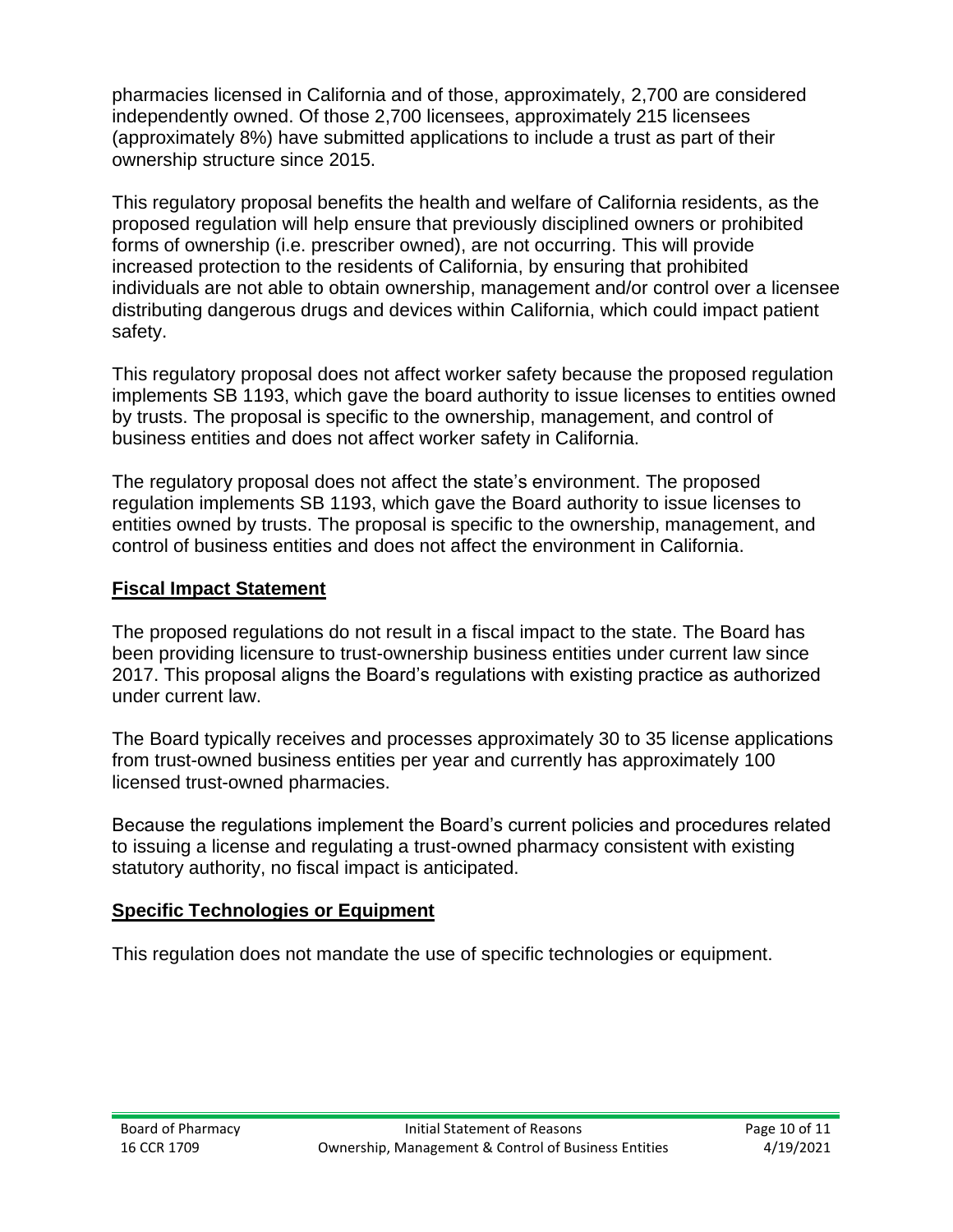pharmacies licensed in California and of those, approximately, 2,700 are considered independently owned. Of those 2,700 licensees, approximately 215 licensees (approximately 8%) have submitted applications to include a trust as part of their ownership structure since 2015.

This regulatory proposal benefits the health and welfare of California residents, as the proposed regulation will help ensure that previously disciplined owners or prohibited forms of ownership (i.e. prescriber owned), are not occurring. This will provide increased protection to the residents of California, by ensuring that prohibited individuals are not able to obtain ownership, management and/or control over a licensee distributing dangerous drugs and devices within California, which could impact patient safety.

This regulatory proposal does not affect worker safety because the proposed regulation implements SB 1193, which gave the board authority to issue licenses to entities owned by trusts. The proposal is specific to the ownership, management, and control of business entities and does not affect worker safety in California.

The regulatory proposal does not affect the state's environment. The proposed regulation implements SB 1193, which gave the Board authority to issue licenses to entities owned by trusts. The proposal is specific to the ownership, management, and control of business entities and does not affect the environment in California.

## Fiscal Impact Statement

The proposed regulations do not result in a fiscal impact to the state. The Board has been providing licensure to trust-ownership business entities under current law since 2017. This proposal aligns the Board's regulations with existing practice as authorized under current law.

The Board typically receives and processes approximately 30 to 35 license applications from trust-owned business entities per year and currently has approximately 100 licensed trust-owned pharmacies.

Because the regulations implement the Board's current policies and procedures related to issuing a license and regulating a trust-owned pharmacy consistent with existing statutory authority, no fiscal impact is anticipated.

## Specific Technologies or Equipment

This regulation does not mandate the use of specific technologies or equipment.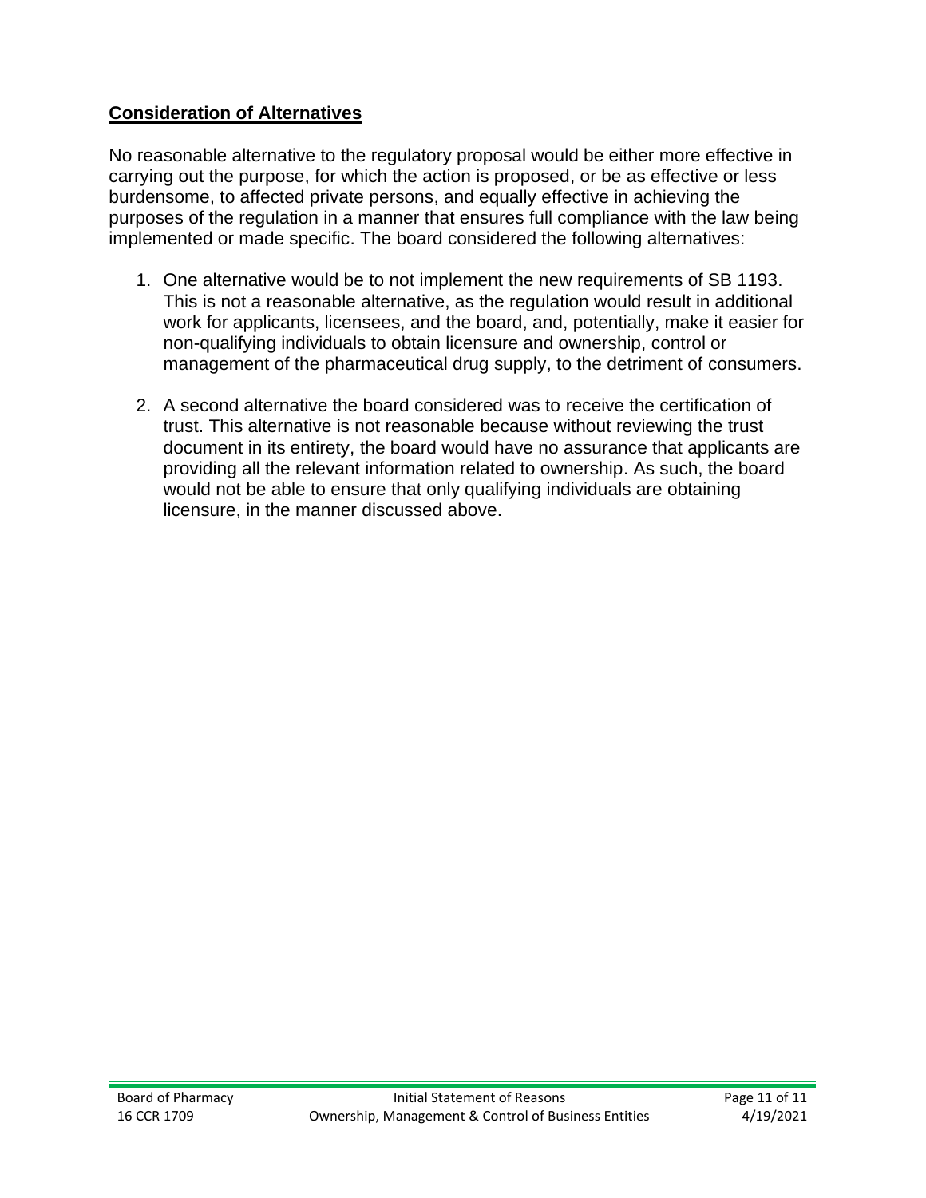**Consideration of Alternatives**

No reasonable alternative to the regulatory proposal would be either more effective in carrying out the purpose, for which the action is proposed, or be as effective or less burdensome, to affected private persons, and equally effective in achieving the purposes of the regulation in a manner that ensures full compliance with the law being implemented or made specific. The board considered the following alternatives:

1. One alternative would be to not implement the new requirements of SB 1193. This is not a reasonable alternative, as the regulation would result in additional work for applicants, licensees, and the board, and, potentially, make it easier for non-qualifying individuals to obtain licensure and ownership, control or management of the pharmaceutical drug supply, to the detriment of consumers.

2. A second alternative the board considered was to receive the certification of trust. This alternative is not reasonable because without reviewing the trust document in its entirety, the board would have no assurance that applicants are providing all the relevant information related to ownership. As such, the board would not be able to ensure that only qualifying individuals are obtaining licensure, in the manner discussed above.